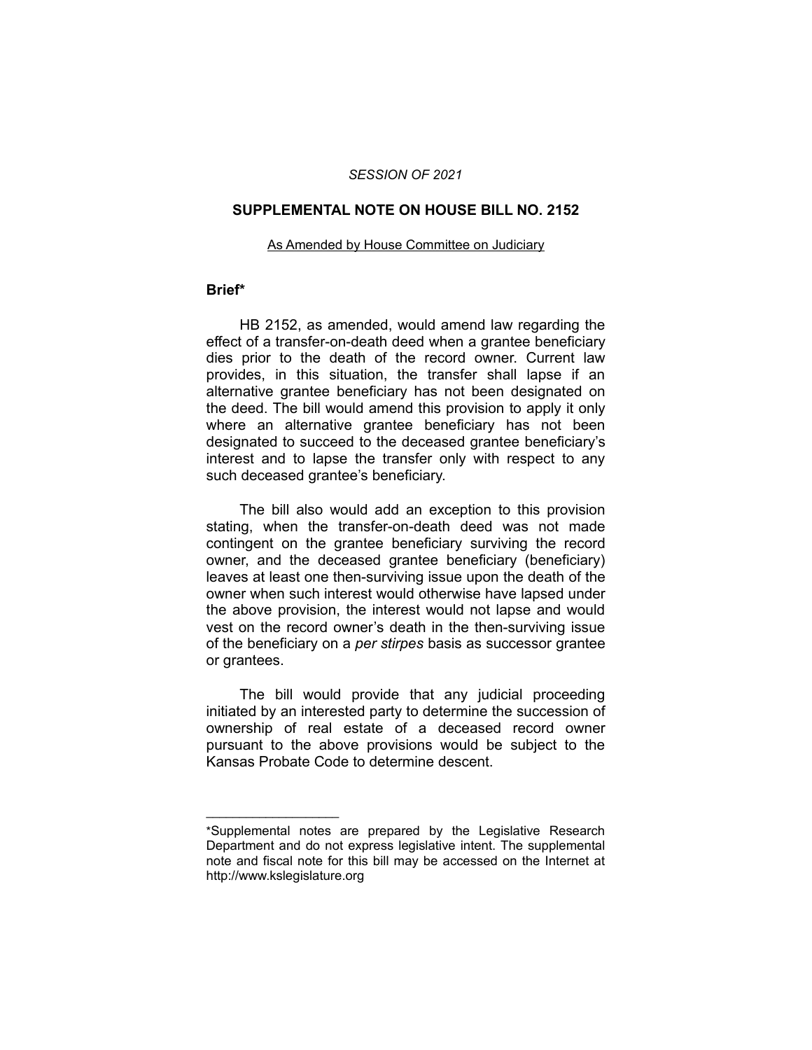*SESSION OF 2021*

# SUPPLEMENTAL NOTE ON HOUSE BILL NO. 2152

As Amended by House Committee on Judiciary

## Brief*

HB 2152, as amended, would amend law regarding the effect of a transfer-on-death deed when a grantee beneficiary dies prior to the death of the record owner. Current law provides, in this situation, the transfer shall lapse if an alternative grantee beneficiary has not been designated on the deed. The bill would amend this provision to apply it only where an alternative grantee beneficiary has not been designated to succeed to the deceased grantee beneficiary's interest and to lapse the transfer only with respect to any such deceased grantee's beneficiary.

The bill also would add an exception to this provision stating, when the transfer-on-death deed was not made contingent on the grantee beneficiary surviving the record owner, and the deceased grantee beneficiary (beneficiary) leaves at least one then-surviving issue upon the death of the owner when such interest would otherwise have lapsed under the above provision, the interest would not lapse and would vest on the record owner's death in the then-surviving issue of the beneficiary on a *per stirpes* basis as successor grantee or grantees.

The bill would provide that any judicial proceeding initiated by an interested party to determine the succession of ownership of real estate of a deceased record owner pursuant to the above provisions would be subject to the Kansas Probate Code to determine descent.

---

*Supplemental notes are prepared by the Legislative Research Department and do not express legislative intent. The supplemental note and fiscal note for this bill may be accessed on the Internet at http://www.kslegislature.org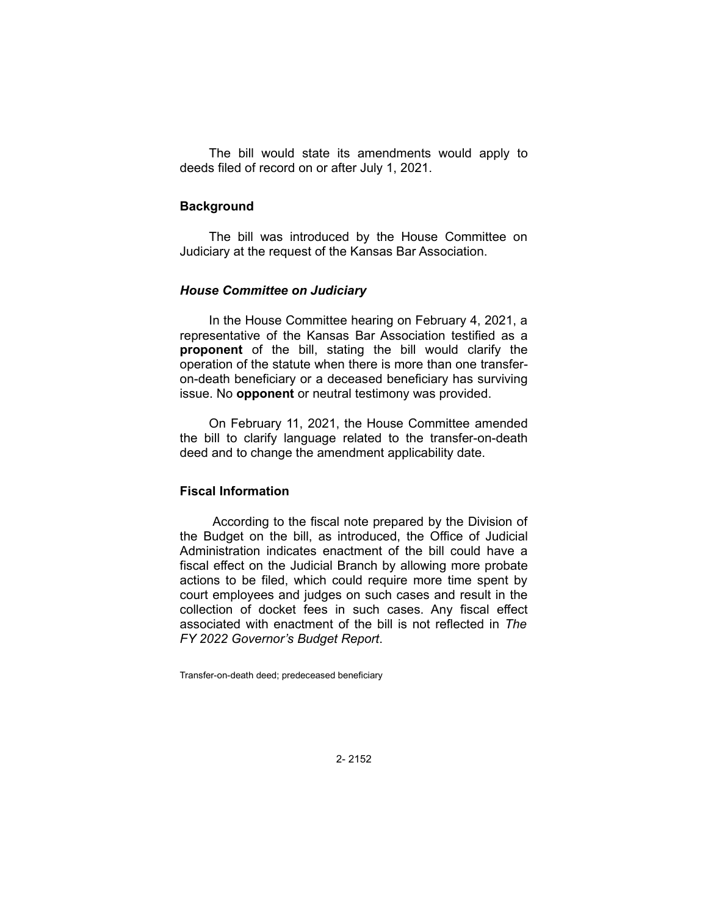The bill would state its amendments would apply to deeds filed of record on or after July 1, 2021.

## Background

The bill was introduced by the House Committee on Judiciary at the request of the Kansas Bar Association.

### *House Committee on Judiciary*

In the House Committee hearing on February 4, 2021, a representative of the Kansas Bar Association testified as a **proponent** of the bill, stating the bill would clarify the operation of the statute when there is more than one transfer-on-death beneficiary or a deceased beneficiary has surviving issue. No **opponent** or neutral testimony was provided.

On February 11, 2021, the House Committee amended the bill to clarify language related to the transfer-on-death deed and to change the amendment applicability date.

## Fiscal Information

According to the fiscal note prepared by the Division of the Budget on the bill, as introduced, the Office of Judicial Administration indicates enactment of the bill could have a fiscal effect on the Judicial Branch by allowing more probate actions to be filed, which could require more time spent by court employees and judges on such cases and result in the collection of docket fees in such cases. Any fiscal effect associated with enactment of the bill is not reflected in *The FY 2022 Governor's Budget Report*.

Transfer-on-death deed; predeceased beneficiary